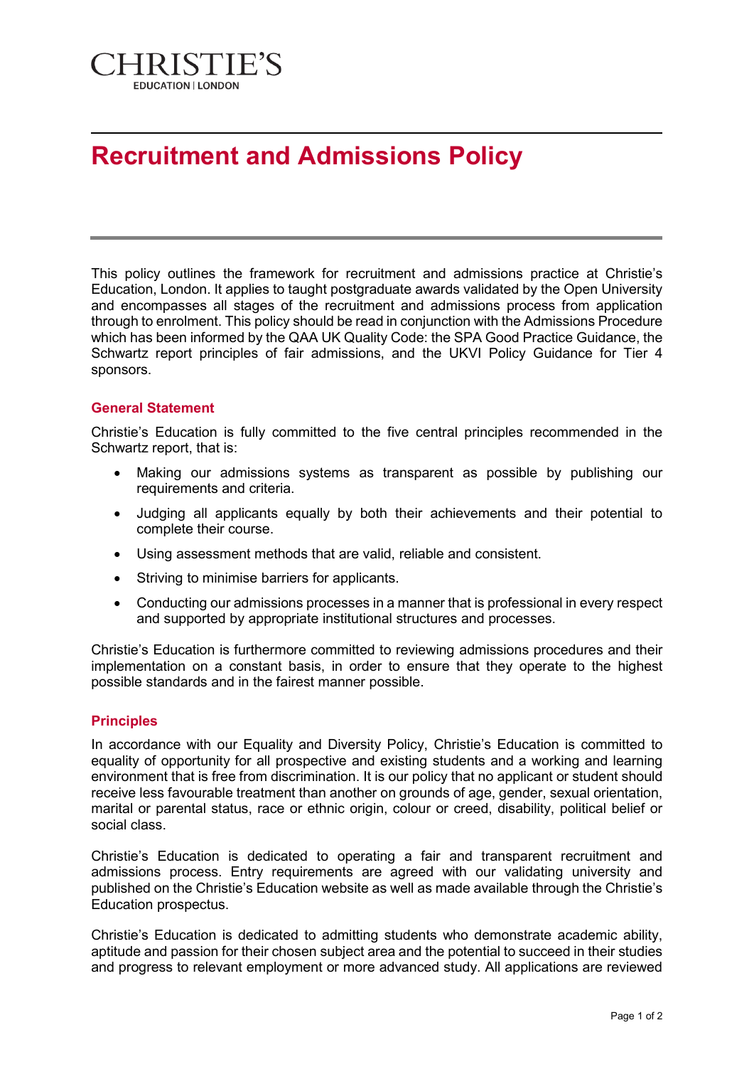CHRISTIE'S
EDUCATION | LONDON

# Recruitment and Admissions Policy

This policy outlines the framework for recruitment and admissions practice at Christie's Education, London. It applies to taught postgraduate awards validated by the Open University and encompasses all stages of the recruitment and admissions process from application through to enrolment. This policy should be read in conjunction with the Admissions Procedure which has been informed by the QAA UK Quality Code: the SPA Good Practice Guidance, the Schwartz report principles of fair admissions, and the UKVI Policy Guidance for Tier 4 sponsors.

## General Statement

Christie's Education is fully committed to the five central principles recommended in the Schwartz report, that is:

- Making our admissions systems as transparent as possible by publishing our requirements and criteria.
- Judging all applicants equally by both their achievements and their potential to complete their course.
- Using assessment methods that are valid, reliable and consistent.
- Striving to minimise barriers for applicants.
- Conducting our admissions processes in a manner that is professional in every respect and supported by appropriate institutional structures and processes.

Christie's Education is furthermore committed to reviewing admissions procedures and their implementation on a constant basis, in order to ensure that they operate to the highest possible standards and in the fairest manner possible.

## Principles

In accordance with our Equality and Diversity Policy, Christie's Education is committed to equality of opportunity for all prospective and existing students and a working and learning environment that is free from discrimination. It is our policy that no applicant or student should receive less favourable treatment than another on grounds of age, gender, sexual orientation, marital or parental status, race or ethnic origin, colour or creed, disability, political belief or social class.

Christie's Education is dedicated to operating a fair and transparent recruitment and admissions process. Entry requirements are agreed with our validating university and published on the Christie's Education website as well as made available through the Christie's Education prospectus.

Christie's Education is dedicated to admitting students who demonstrate academic ability, aptitude and passion for their chosen subject area and the potential to succeed in their studies and progress to relevant employment or more advanced study. All applications are reviewed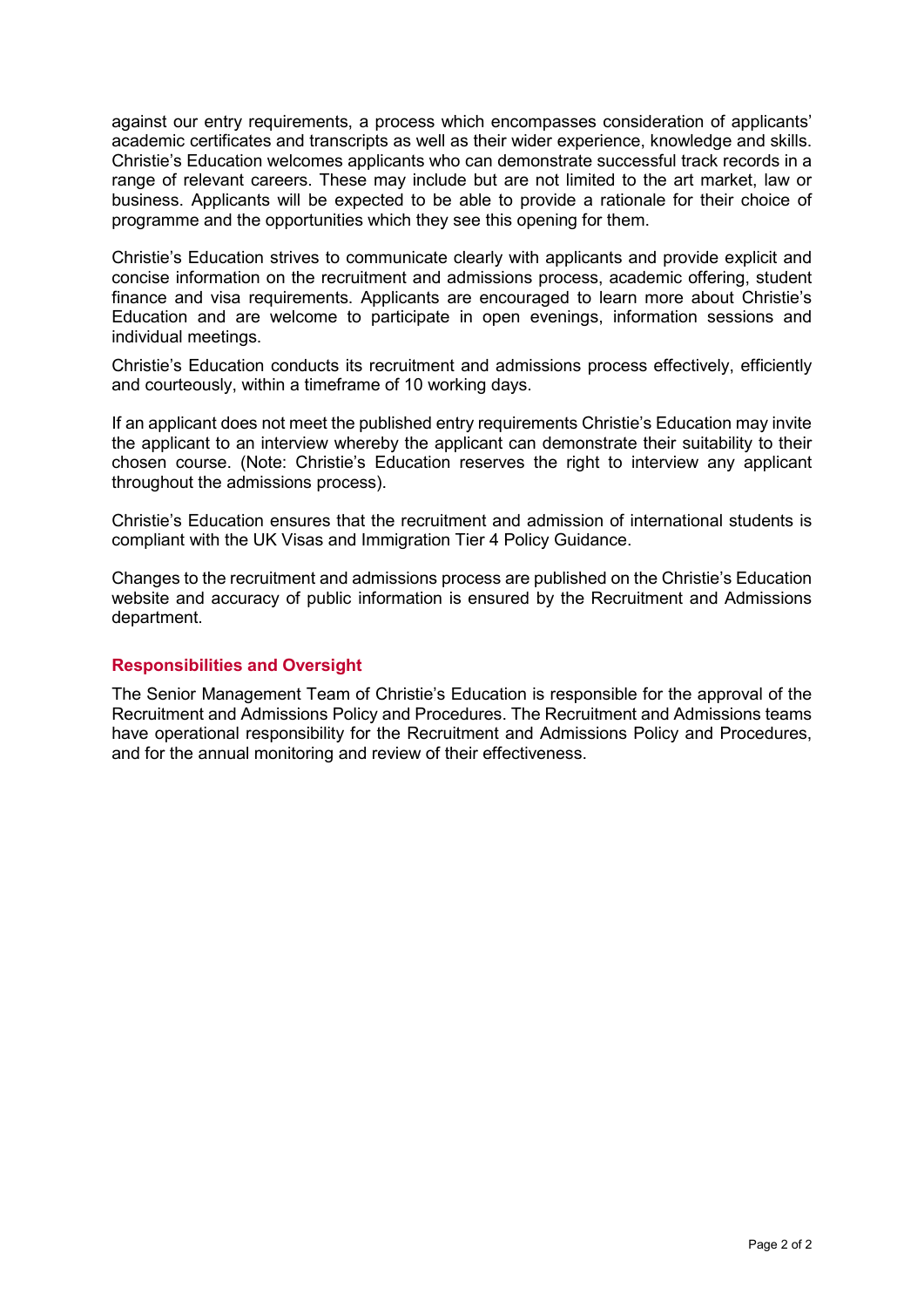against our entry requirements, a process which encompasses consideration of applicants' academic certificates and transcripts as well as their wider experience, knowledge and skills. Christie's Education welcomes applicants who can demonstrate successful track records in a range of relevant careers. These may include but are not limited to the art market, law or business. Applicants will be expected to be able to provide a rationale for their choice of programme and the opportunities which they see this opening for them.

Christie's Education strives to communicate clearly with applicants and provide explicit and concise information on the recruitment and admissions process, academic offering, student finance and visa requirements. Applicants are encouraged to learn more about Christie's Education and are welcome to participate in open evenings, information sessions and individual meetings.

Christie's Education conducts its recruitment and admissions process effectively, efficiently and courteously, within a timeframe of 10 working days.

If an applicant does not meet the published entry requirements Christie's Education may invite the applicant to an interview whereby the applicant can demonstrate their suitability to their chosen course. (Note: Christie's Education reserves the right to interview any applicant throughout the admissions process).

Christie's Education ensures that the recruitment and admission of international students is compliant with the UK Visas and Immigration Tier 4 Policy Guidance.

Changes to the recruitment and admissions process are published on the Christie's Education website and accuracy of public information is ensured by the Recruitment and Admissions department.

### Responsibilities and Oversight

The Senior Management Team of Christie's Education is responsible for the approval of the Recruitment and Admissions Policy and Procedures. The Recruitment and Admissions teams have operational responsibility for the Recruitment and Admissions Policy and Procedures, and for the annual monitoring and review of their effectiveness.